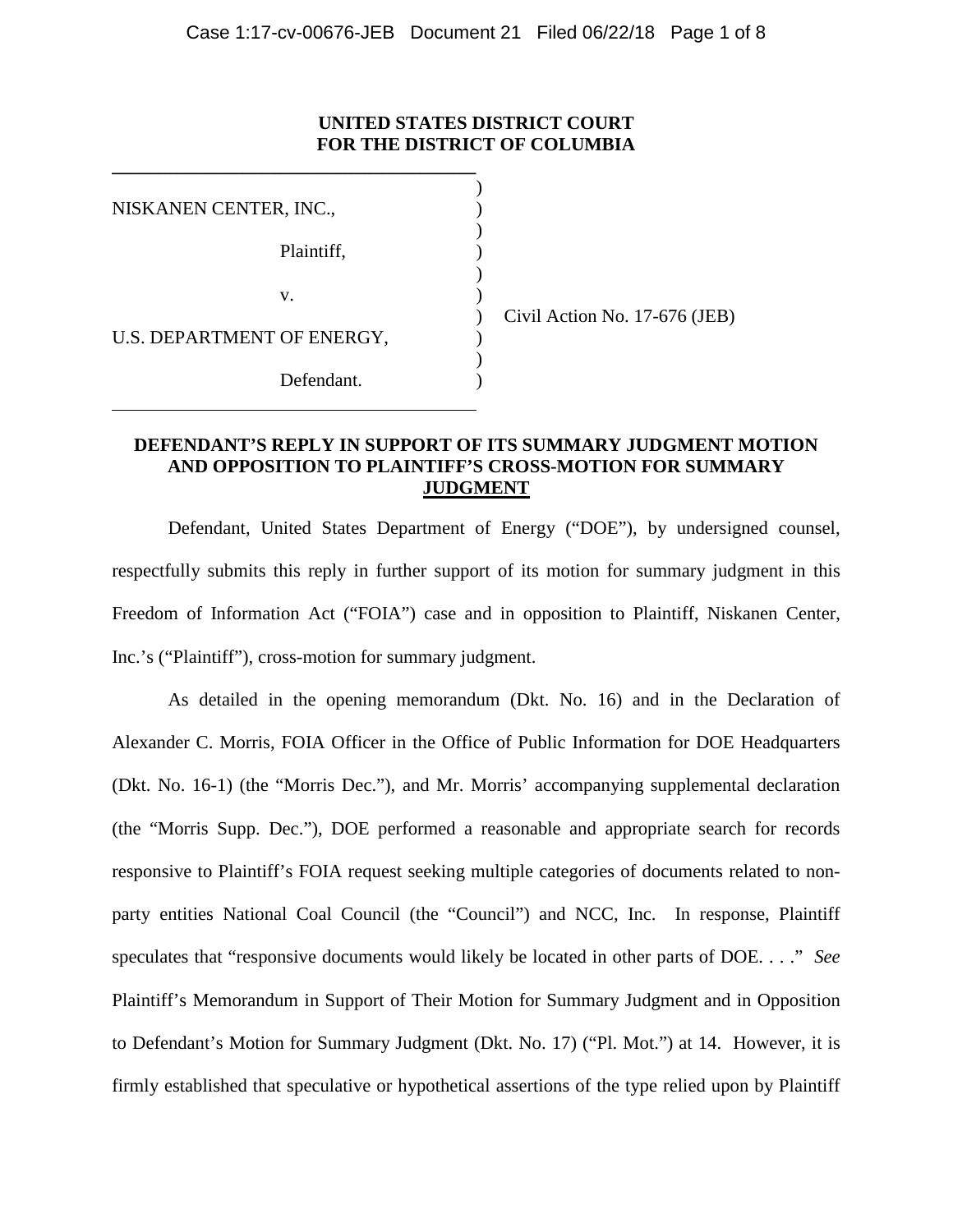**UNITED STATES DISTRICT COURT**
**FOR THE DISTRICT OF COLUMBIA**

NISKANEN CENTER, INC.,

Plaintiff,

v.

U.S. DEPARTMENT OF ENERGY,

Defendant.

Civil Action No. 17-676 (JEB)

**DEFENDANT'S REPLY IN SUPPORT OF ITS SUMMARY JUDGMENT MOTION AND OPPOSITION TO PLAINTIFF'S CROSS-MOTION FOR SUMMARY JUDGMENT**

Defendant, United States Department of Energy ("DOE"), by undersigned counsel, respectfully submits this reply in further support of its motion for summary judgment in this Freedom of Information Act ("FOIA") case and in opposition to Plaintiff, Niskanen Center, Inc.'s ("Plaintiff"), cross-motion for summary judgment.

As detailed in the opening memorandum (Dkt. No. 16) and in the Declaration of Alexander C. Morris, FOIA Officer in the Office of Public Information for DOE Headquarters (Dkt. No. 16-1) (the "Morris Dec."), and Mr. Morris' accompanying supplemental declaration (the "Morris Supp. Dec."), DOE performed a reasonable and appropriate search for records responsive to Plaintiff's FOIA request seeking multiple categories of documents related to non-party entities National Coal Council (the "Council") and NCC, Inc. In response, Plaintiff speculates that "responsive documents would likely be located in other parts of DOE. . . ." *See* Plaintiff's Memorandum in Support of Their Motion for Summary Judgment and in Opposition to Defendant's Motion for Summary Judgment (Dkt. No. 17) ("Pl. Mot.") at 14. However, it is firmly established that speculative or hypothetical assertions of the type relied upon by Plaintiff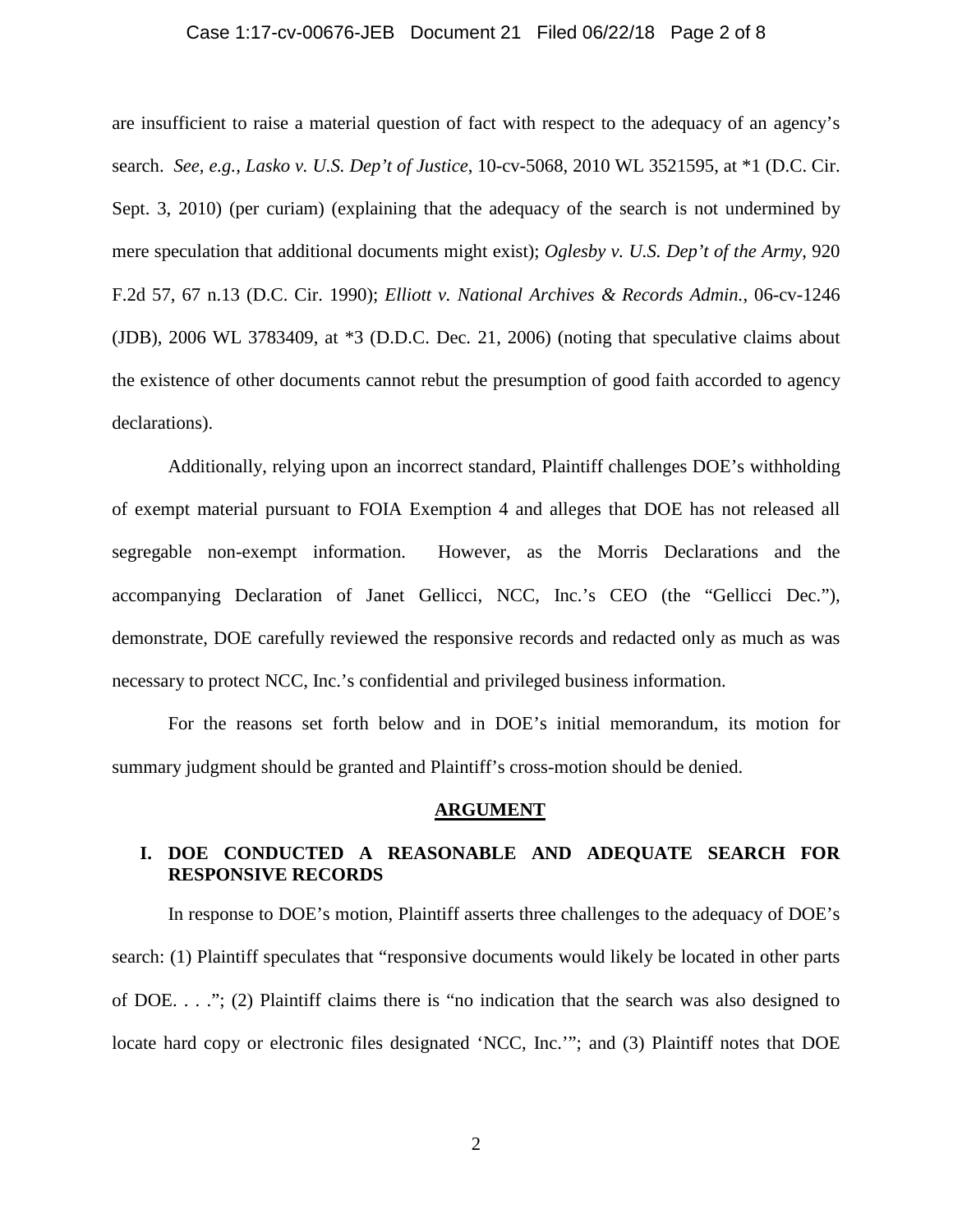are insufficient to raise a material question of fact with respect to the adequacy of an agency's search. *See, e.g.*, *Lasko v. U.S. Dep't of Justice*, 10-cv-5068, 2010 WL 3521595, at *1 (D.C. Cir. Sept. 3, 2010) (per curiam) (explaining that the adequacy of the search is not undermined by mere speculation that additional documents might exist); *Oglesby v. U.S. Dep't of the Army*, 920 F.2d 57, 67 n.13 (D.C. Cir. 1990); *Elliott v. National Archives & Records Admin.*, 06-cv-1246 (JDB), 2006 WL 3783409, at *3 (D.D.C. Dec. 21, 2006) (noting that speculative claims about the existence of other documents cannot rebut the presumption of good faith accorded to agency declarations).

Additionally, relying upon an incorrect standard, Plaintiff challenges DOE's withholding of exempt material pursuant to FOIA Exemption 4 and alleges that DOE has not released all segregable non-exempt information. However, as the Morris Declarations and the accompanying Declaration of Janet Gellicci, NCC, Inc.'s CEO (the "Gellicci Dec."), demonstrate, DOE carefully reviewed the responsive records and redacted only as much as was necessary to protect NCC, Inc.'s confidential and privileged business information.

For the reasons set forth below and in DOE's initial memorandum, its motion for summary judgment should be granted and Plaintiff's cross-motion should be denied.

## ARGUMENT

### I. DOE CONDUCTED A REASONABLE AND ADEQUATE SEARCH FOR RESPONSIVE RECORDS

In response to DOE's motion, Plaintiff asserts three challenges to the adequacy of DOE's search: (1) Plaintiff speculates that "responsive documents would likely be located in other parts of DOE. . . ."; (2) Plaintiff claims there is "no indication that the search was also designed to locate hard copy or electronic files designated 'NCC, Inc.'"; and (3) Plaintiff notes that DOE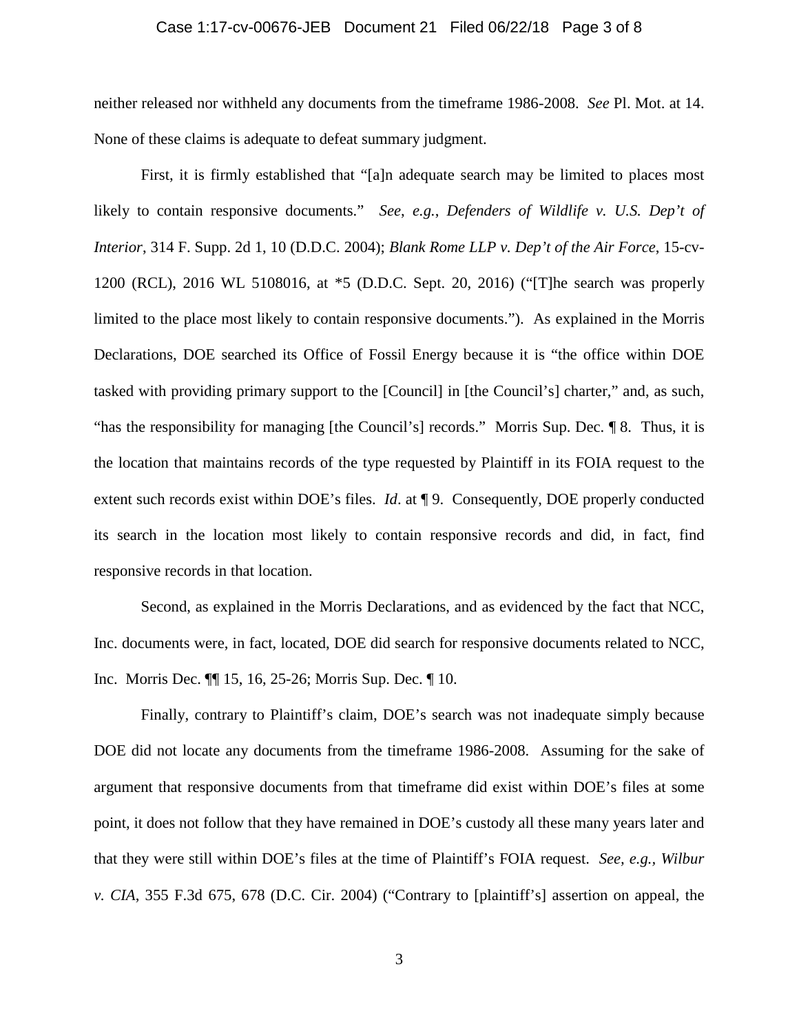neither released nor withheld any documents from the timeframe 1986-2008. *See* Pl. Mot. at 14. None of these claims is adequate to defeat summary judgment.

First, it is firmly established that "[a]n adequate search may be limited to places most likely to contain responsive documents." *See, e.g.*, *Defenders of Wildlife v. U.S. Dep't of Interior*, 314 F. Supp. 2d 1, 10 (D.D.C. 2004); *Blank Rome LLP v. Dep't of the Air Force*, 15-cv-1200 (RCL), 2016 WL 5108016, at *5 (D.D.C. Sept. 20, 2016) ("[T]he search was properly limited to the place most likely to contain responsive documents."). As explained in the Morris Declarations, DOE searched its Office of Fossil Energy because it is "the office within DOE tasked with providing primary support to the [Council] in [the Council's] charter," and, as such, "has the responsibility for managing [the Council's] records." Morris Sup. Dec. ¶ 8. Thus, it is the location that maintains records of the type requested by Plaintiff in its FOIA request to the extent such records exist within DOE's files. *Id*. at ¶ 9. Consequently, DOE properly conducted its search in the location most likely to contain responsive records and did, in fact, find responsive records in that location.

Second, as explained in the Morris Declarations, and as evidenced by the fact that NCC, Inc. documents were, in fact, located, DOE did search for responsive documents related to NCC, Inc. Morris Dec. ¶¶ 15, 16, 25-26; Morris Sup. Dec. ¶ 10.

Finally, contrary to Plaintiff's claim, DOE's search was not inadequate simply because DOE did not locate any documents from the timeframe 1986-2008. Assuming for the sake of argument that responsive documents from that timeframe did exist within DOE's files at some point, it does not follow that they have remained in DOE's custody all these many years later and that they were still within DOE's files at the time of Plaintiff's FOIA request. *See, e.g.*, *Wilbur v. CIA*, 355 F.3d 675, 678 (D.C. Cir. 2004) ("Contrary to [plaintiff's] assertion on appeal, the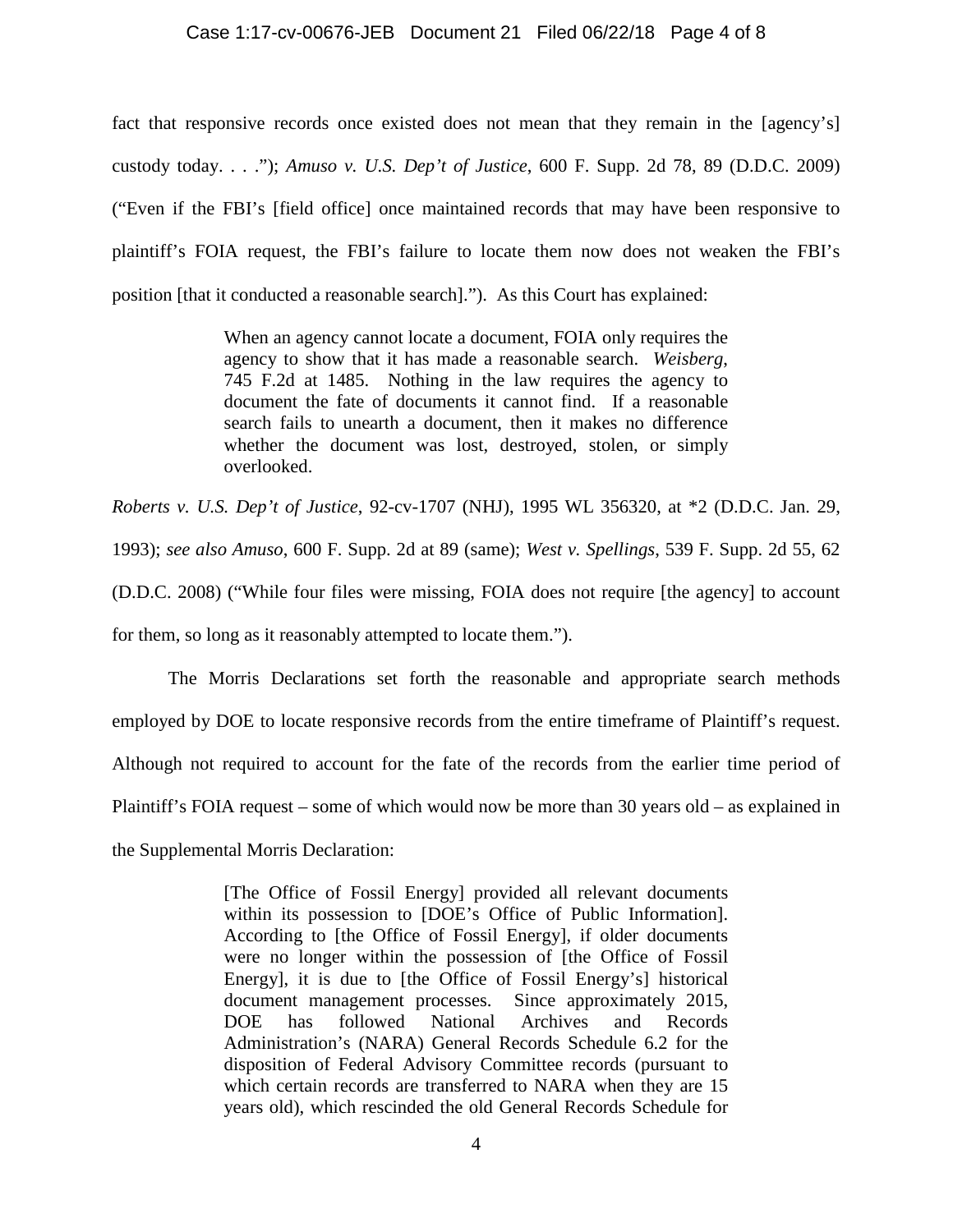fact that responsive records once existed does not mean that they remain in the [agency's] custody today. . . ."); *Amuso v. U.S. Dep't of Justice*, 600 F. Supp. 2d 78, 89 (D.D.C. 2009) ("Even if the FBI's [field office] once maintained records that may have been responsive to plaintiff's FOIA request, the FBI's failure to locate them now does not weaken the FBI's position [that it conducted a reasonable search]."). As this Court has explained:

> When an agency cannot locate a document, FOIA only requires the agency to show that it has made a reasonable search. *Weisberg*, 745 F.2d at 1485. Nothing in the law requires the agency to document the fate of documents it cannot find. If a reasonable search fails to unearth a document, then it makes no difference whether the document was lost, destroyed, stolen, or simply overlooked.

*Roberts v. U.S. Dep't of Justice*, 92-cv-1707 (NHJ), 1995 WL 356320, at *2 (D.D.C. Jan. 29, 1993); *see also Amuso*, 600 F. Supp. 2d at 89 (same); *West v. Spellings*, 539 F. Supp. 2d 55, 62 (D.D.C. 2008) ("While four files were missing, FOIA does not require [the agency] to account for them, so long as it reasonably attempted to locate them.").

The Morris Declarations set forth the reasonable and appropriate search methods employed by DOE to locate responsive records from the entire timeframe of Plaintiff's request. Although not required to account for the fate of the records from the earlier time period of Plaintiff's FOIA request – some of which would now be more than 30 years old – as explained in the Supplemental Morris Declaration:

> [The Office of Fossil Energy] provided all relevant documents within its possession to [DOE's Office of Public Information]. According to [the Office of Fossil Energy], if older documents were no longer within the possession of [the Office of Fossil Energy], it is due to [the Office of Fossil Energy's] historical document management processes. Since approximately 2015, DOE has followed National Archives and Records Administration's (NARA) General Records Schedule 6.2 for the disposition of Federal Advisory Committee records (pursuant to which certain records are transferred to NARA when they are 15 years old), which rescinded the old General Records Schedule for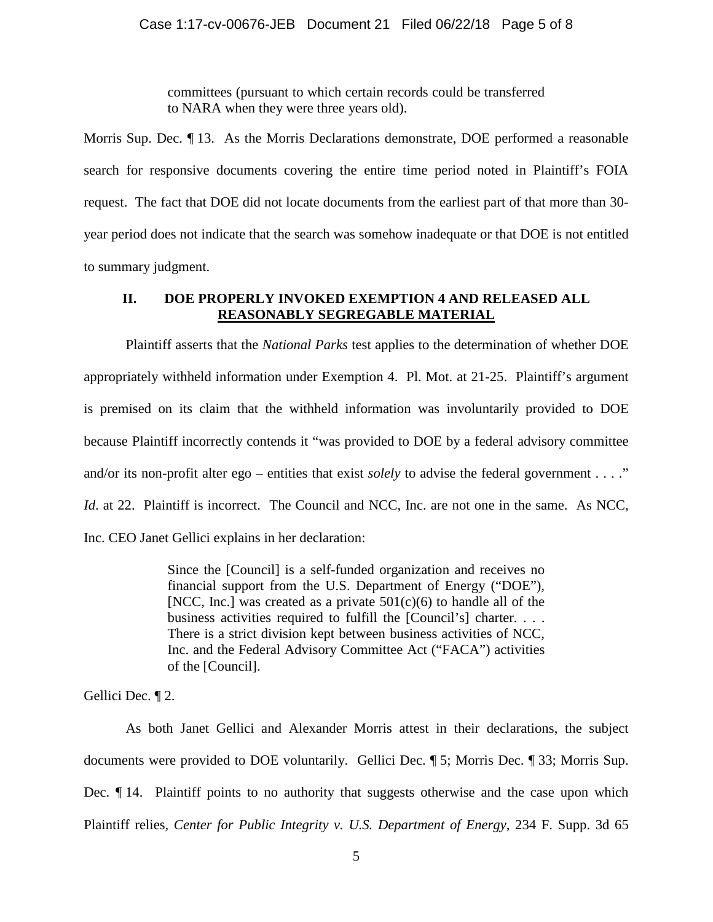> committees (pursuant to which certain records could be transferred to NARA when they were three years old).

Morris Sup. Dec. ¶ 13. As the Morris Declarations demonstrate, DOE performed a reasonable search for responsive documents covering the entire time period noted in Plaintiff's FOIA request. The fact that DOE did not locate documents from the earliest part of that more than 30-year period does not indicate that the search was somehow inadequate or that DOE is not entitled to summary judgment.

## II. DOE PROPERLY INVOKED EXEMPTION 4 AND RELEASED ALL REASONABLY SEGREGABLE MATERIAL

Plaintiff asserts that the *National Parks* test applies to the determination of whether DOE appropriately withheld information under Exemption 4. Pl. Mot. at 21-25. Plaintiff's argument is premised on its claim that the withheld information was involuntarily provided to DOE because Plaintiff incorrectly contends it "was provided to DOE by a federal advisory committee and/or its non-profit alter ego – entities that exist *solely* to advise the federal government . . . ." *Id*. at 22. Plaintiff is incorrect. The Council and NCC, Inc. are not one in the same. As NCC, Inc. CEO Janet Gellici explains in her declaration:

> Since the [Council] is a self-funded organization and receives no financial support from the U.S. Department of Energy ("DOE"), [NCC, Inc.] was created as a private 501(c)(6) to handle all of the business activities required to fulfill the [Council's] charter. . . . There is a strict division kept between business activities of NCC, Inc. and the Federal Advisory Committee Act ("FACA") activities of the [Council].

Gellici Dec. ¶ 2.

As both Janet Gellici and Alexander Morris attest in their declarations, the subject documents were provided to DOE voluntarily. Gellici Dec. ¶ 5; Morris Dec. ¶ 33; Morris Sup. Dec. ¶ 14. Plaintiff points to no authority that suggests otherwise and the case upon which Plaintiff relies, *Center for Public Integrity v. U.S. Department of Energy*, 234 F. Supp. 3d 65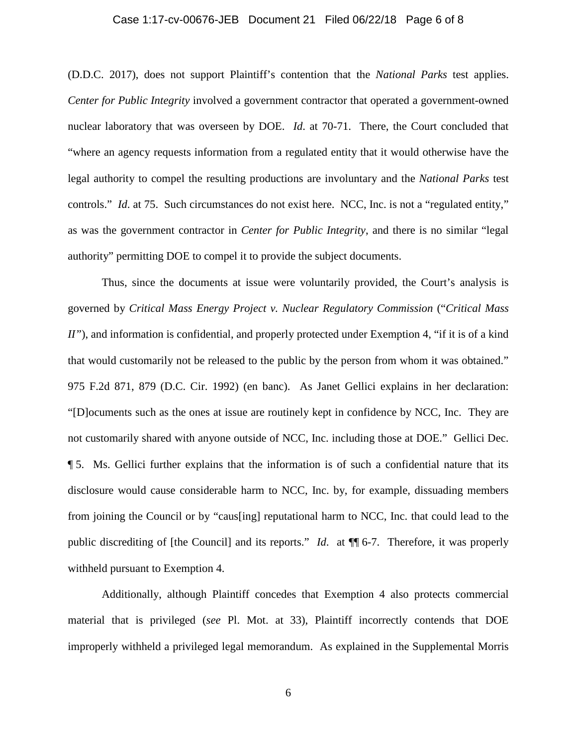(D.D.C. 2017), does not support Plaintiff's contention that the *National Parks* test applies. *Center for Public Integrity* involved a government contractor that operated a government-owned nuclear laboratory that was overseen by DOE. *Id*. at 70-71. There, the Court concluded that "where an agency requests information from a regulated entity that it would otherwise have the legal authority to compel the resulting productions are involuntary and the *National Parks* test controls." *Id*. at 75. Such circumstances do not exist here. NCC, Inc. is not a "regulated entity," as was the government contractor in *Center for Public Integrity*, and there is no similar "legal authority" permitting DOE to compel it to provide the subject documents.

Thus, since the documents at issue were voluntarily provided, the Court's analysis is governed by *Critical Mass Energy Project v. Nuclear Regulatory Commission* ("*Critical Mass II*"), and information is confidential, and properly protected under Exemption 4, "if it is of a kind that would customarily not be released to the public by the person from whom it was obtained." 975 F.2d 871, 879 (D.C. Cir. 1992) (en banc). As Janet Gellici explains in her declaration: "[D]ocuments such as the ones at issue are routinely kept in confidence by NCC, Inc. They are not customarily shared with anyone outside of NCC, Inc. including those at DOE." Gellici Dec. ¶ 5. Ms. Gellici further explains that the information is of such a confidential nature that its disclosure would cause considerable harm to NCC, Inc. by, for example, dissuading members from joining the Council or by "caus[ing] reputational harm to NCC, Inc. that could lead to the public discrediting of [the Council] and its reports." *Id*. at ¶¶ 6-7. Therefore, it was properly withheld pursuant to Exemption 4.

Additionally, although Plaintiff concedes that Exemption 4 also protects commercial material that is privileged (*see* Pl. Mot. at 33), Plaintiff incorrectly contends that DOE improperly withheld a privileged legal memorandum. As explained in the Supplemental Morris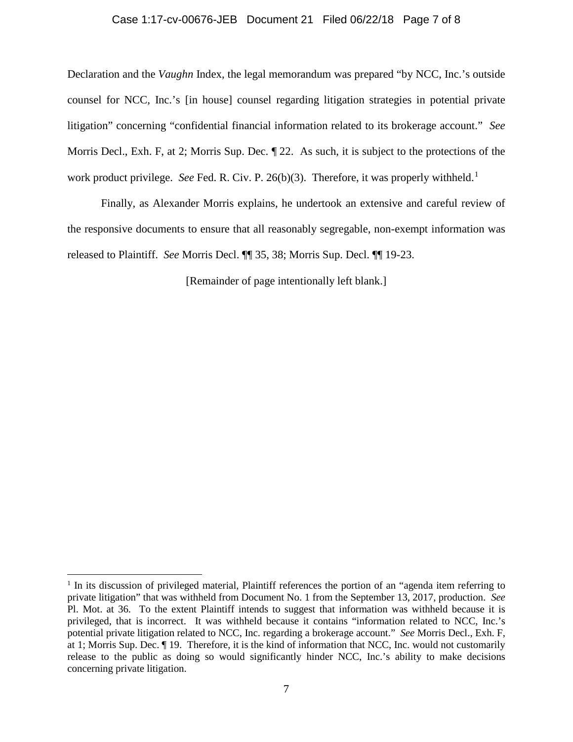Declaration and the *Vaughn* Index, the legal memorandum was prepared "by NCC, Inc.'s outside counsel for NCC, Inc.'s [in house] counsel regarding litigation strategies in potential private litigation" concerning "confidential financial information related to its brokerage account." *See* Morris Decl., Exh. F, at 2; Morris Sup. Dec. ¶ 22. As such, it is subject to the protections of the work product privilege. *See* Fed. R. Civ. P. 26(b)(3). Therefore, it was properly withheld.[1]

Finally, as Alexander Morris explains, he undertook an extensive and careful review of the responsive documents to ensure that all reasonably segregable, non-exempt information was released to Plaintiff. *See* Morris Decl. ¶¶ 35, 38; Morris Sup. Decl. ¶¶ 19-23.

[Remainder of page intentionally left blank.]

---

[1] In its discussion of privileged material, Plaintiff references the portion of an "agenda item referring to private litigation" that was withheld from Document No. 1 from the September 13, 2017, production. *See* Pl. Mot. at 36. To the extent Plaintiff intends to suggest that information was withheld because it is privileged, that is incorrect. It was withheld because it contains "information related to NCC, Inc.'s potential private litigation related to NCC, Inc. regarding a brokerage account." *See* Morris Decl., Exh. F, at 1; Morris Sup. Dec. ¶ 19. Therefore, it is the kind of information that NCC, Inc. would not customarily release to the public as doing so would significantly hinder NCC, Inc.'s ability to make decisions concerning private litigation.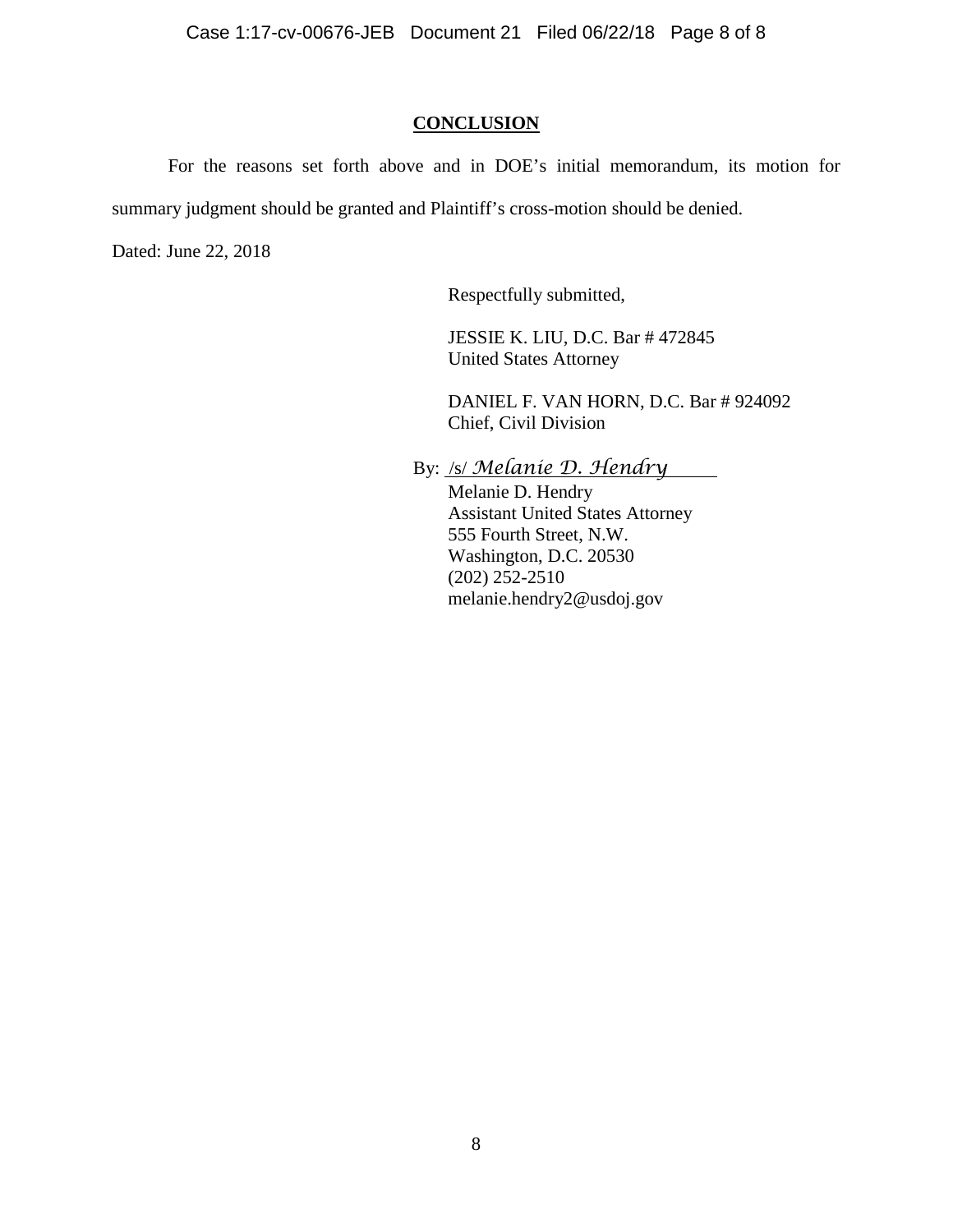## CONCLUSION

For the reasons set forth above and in DOE's initial memorandum, its motion for summary judgment should be granted and Plaintiff's cross-motion should be denied.

Dated: June 22, 2018

Respectfully submitted,

JESSIE K. LIU, D.C. Bar # 472845
United States Attorney

DANIEL F. VAN HORN, D.C. Bar # 924092
Chief, Civil Division

By: /s/ *Melanie D. Hendry*
Melanie D. Hendry
Assistant United States Attorney
555 Fourth Street, N.W.
Washington, D.C. 20530
(202) 252-2510
melanie.hendry2@usdoj.gov